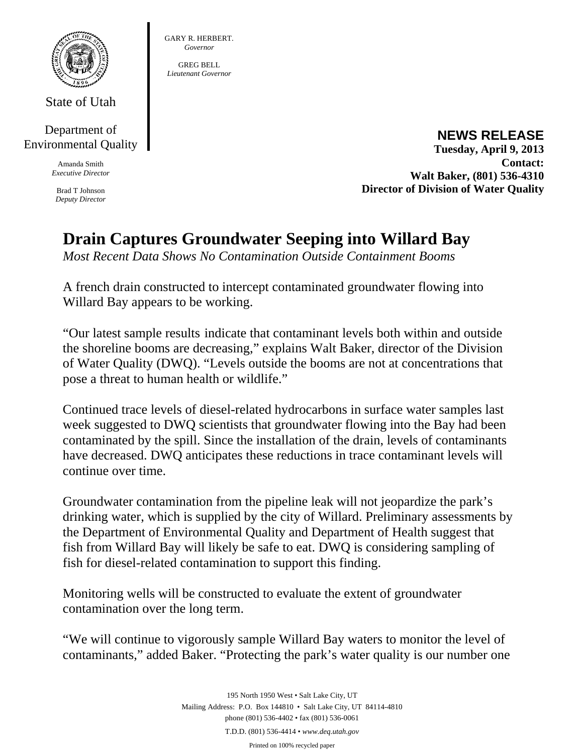State of Utah

Department of Environmental Quality

Amanda Smith
*Executive Director*

Brad T Johnson
*Deputy Director*

GARY R. HERBERT.
*Governor*

GREG BELL
*Lieutenant Governor*

**NEWS RELEASE**
**Tuesday, April 9, 2013**
**Contact:**
**Walt Baker, (801) 536-4310**
**Director of Division of Water Quality**

# Drain Captures Groundwater Seeping into Willard Bay

*Most Recent Data Shows No Contamination Outside Containment Booms*

A french drain constructed to intercept contaminated groundwater flowing into Willard Bay appears to be working.

"Our latest sample results indicate that contaminant levels both within and outside the shoreline booms are decreasing," explains Walt Baker, director of the Division of Water Quality (DWQ). "Levels outside the booms are not at concentrations that pose a threat to human health or wildlife."

Continued trace levels of diesel-related hydrocarbons in surface water samples last week suggested to DWQ scientists that groundwater flowing into the Bay had been contaminated by the spill. Since the installation of the drain, levels of contaminants have decreased. DWQ anticipates these reductions in trace contaminant levels will continue over time.

Groundwater contamination from the pipeline leak will not jeopardize the park's drinking water, which is supplied by the city of Willard. Preliminary assessments by the Department of Environmental Quality and Department of Health suggest that fish from Willard Bay will likely be safe to eat. DWQ is considering sampling of fish for diesel-related contamination to support this finding.

Monitoring wells will be constructed to evaluate the extent of groundwater contamination over the long term.

"We will continue to vigorously sample Willard Bay waters to monitor the level of contaminants," added Baker. "Protecting the park's water quality is our number one

195 North 1950 West • Salt Lake City, UT
Mailing Address: P.O. Box 144810 • Salt Lake City, UT 84114-4810
phone (801) 536-4402 • fax (801) 536-0061
T.D.D. (801) 536-4414 • *www.deq.utah.gov*
Printed on 100% recycled paper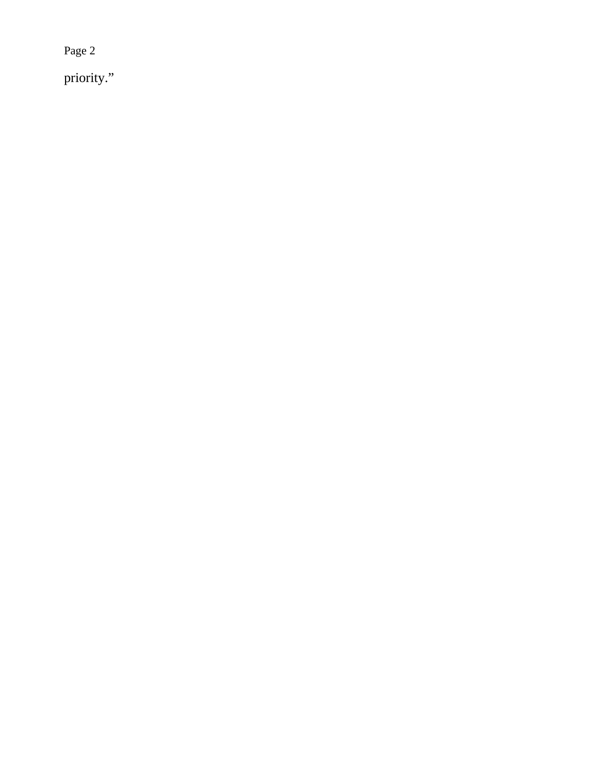priority.”